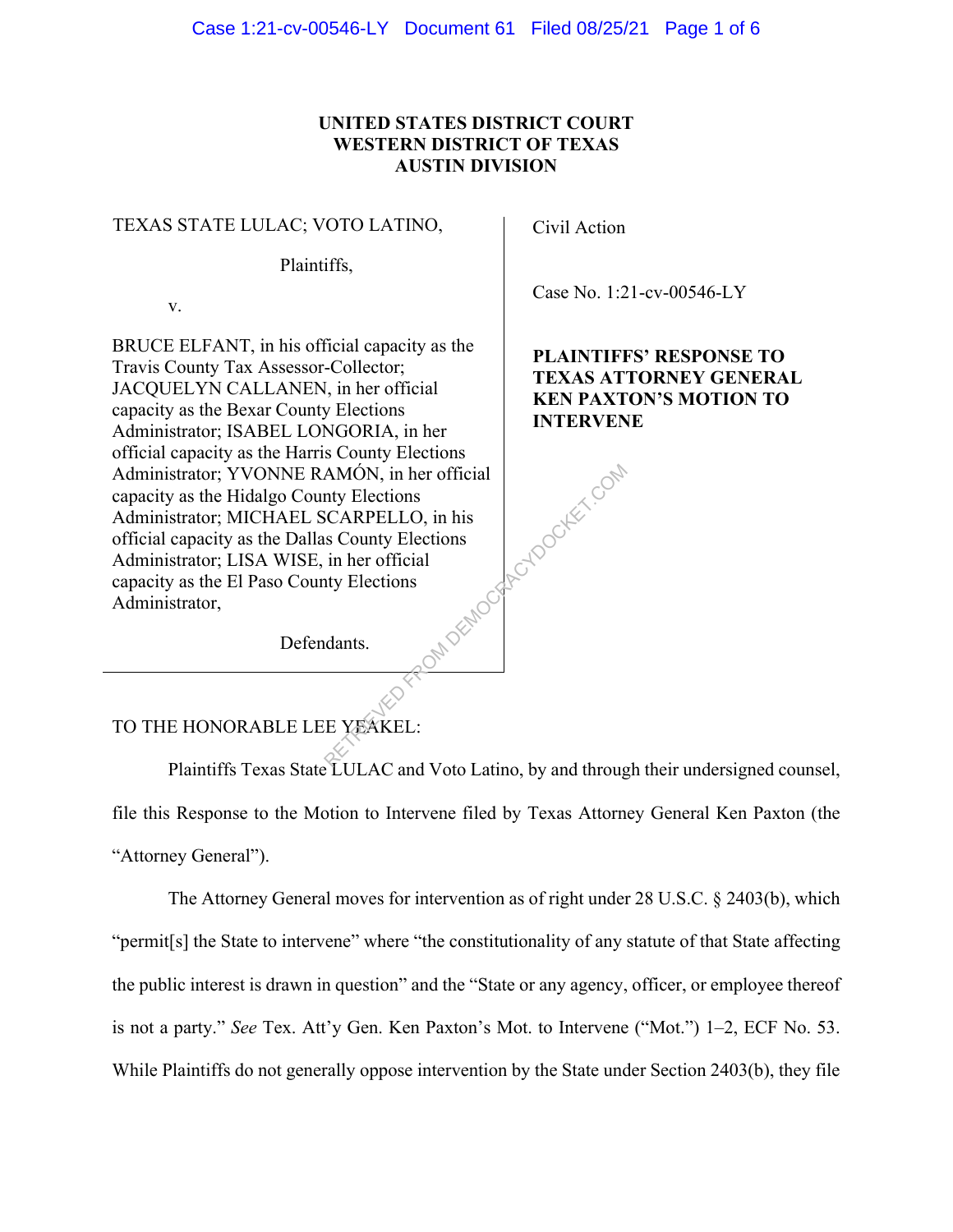**UNITED STATES DISTRICT COURT**
**WESTERN DISTRICT OF TEXAS**
**AUSTIN DIVISION**

| | |
|---|---|
| TEXAS STATE LULAC; VOTO LATINO,<br><br>Plaintiffs,<br><br>v.<br><br>BRUCE ELFANT, in his official capacity as the Travis County Tax Assessor-Collector; JACQUELYN CALLANEN, in her official capacity as the Bexar County Elections Administrator; ISABEL LONGORIA, in her official capacity as the Harris County Elections Administrator; YVONNE RAMÓN, in her official capacity as the Hidalgo County Elections Administrator; MICHAEL SCARPELLO, in his official capacity as the Dallas County Elections Administrator; LISA WISE, in her official capacity as the El Paso County Elections Administrator,<br><br>Defendants. | Civil Action<br><br>Case No. 1:21-cv-00546-LY<br><br>**PLAINTIFFS' RESPONSE TO TEXAS ATTORNEY GENERAL KEN PAXTON'S MOTION TO INTERVENE** |

TO THE HONORABLE LEE YEAKEL:

Plaintiffs Texas State LULAC and Voto Latino, by and through their undersigned counsel, file this Response to the Motion to Intervene filed by Texas Attorney General Ken Paxton (the "Attorney General").

The Attorney General moves for intervention as of right under 28 U.S.C. § 2403(b), which "permit[s] the State to intervene" where "the constitutionality of any statute of that State affecting the public interest is drawn in question" and the "State or any agency, officer, or employee thereof is not a party." *See* Tex. Att'y Gen. Ken Paxton's Mot. to Intervene ("Mot.") 1–2, ECF No. 53. While Plaintiffs do not generally oppose intervention by the State under Section 2403(b), they file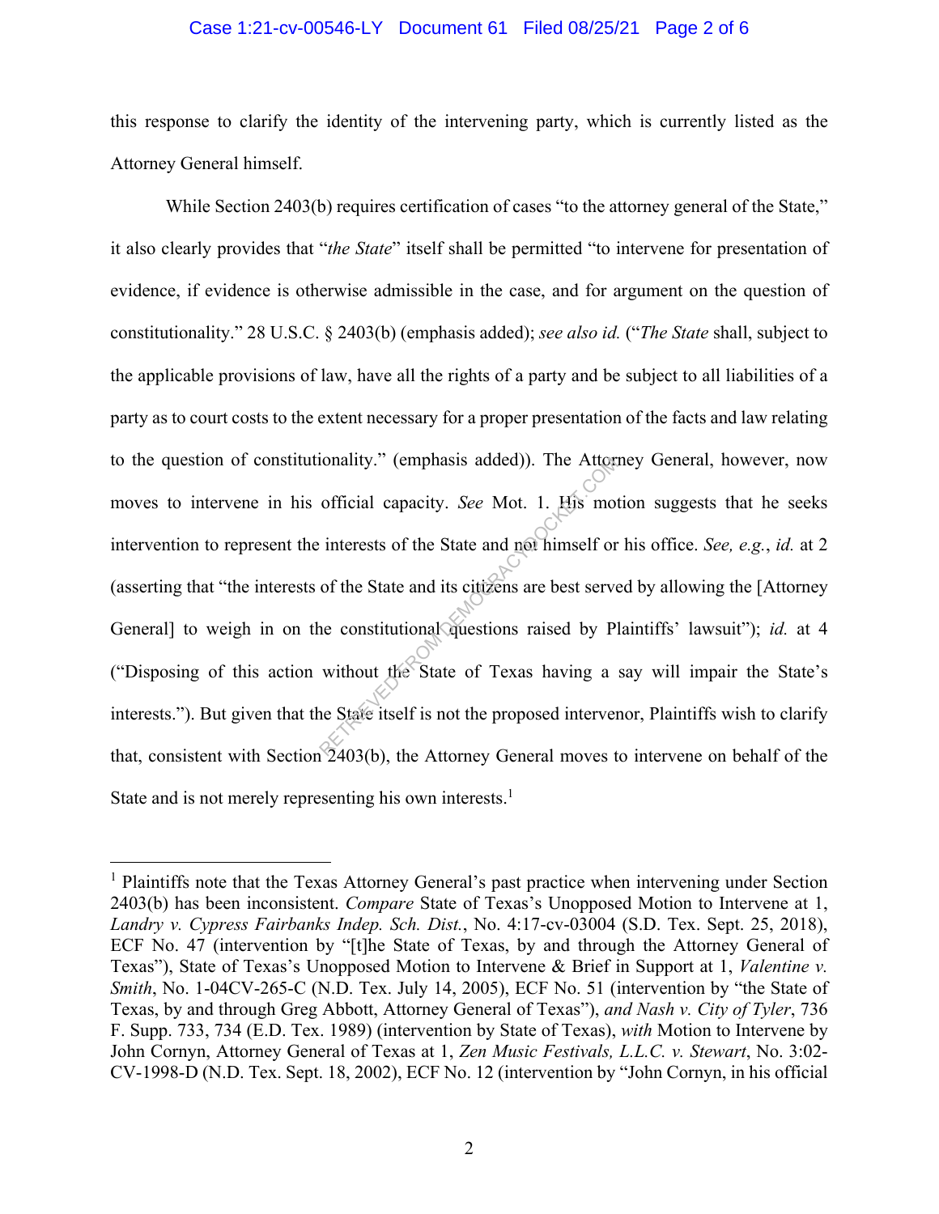this response to clarify the identity of the intervening party, which is currently listed as the Attorney General himself.

While Section 2403(b) requires certification of cases "to the attorney general of the State," it also clearly provides that "*the State*" itself shall be permitted "to intervene for presentation of evidence, if evidence is otherwise admissible in the case, and for argument on the question of constitutionality." 28 U.S.C. § 2403(b) (emphasis added); *see also id.* ("*The State* shall, subject to the applicable provisions of law, have all the rights of a party and be subject to all liabilities of a party as to court costs to the extent necessary for a proper presentation of the facts and law relating to the question of constitutionality." (emphasis added)). The Attorney General, however, now moves to intervene in his official capacity. *See* Mot. 1. His motion suggests that he seeks intervention to represent the interests of the State and not himself or his office. *See, e.g.*, *id.* at 2 (asserting that "the interests of the State and its citizens are best served by allowing the [Attorney General] to weigh in on the constitutional questions raised by Plaintiffs' lawsuit"); *id.* at 4 ("Disposing of this action without the State of Texas having a say will impair the State's interests."). But given that the State itself is not the proposed intervenor, Plaintiffs wish to clarify that, consistent with Section 2403(b), the Attorney General moves to intervene on behalf of the State and is not merely representing his own interests.[1]

---

[1] Plaintiffs note that the Texas Attorney General's past practice when intervening under Section 2403(b) has been inconsistent. *Compare* State of Texas's Unopposed Motion to Intervene at 1, *Landry v. Cypress Fairbanks Indep. Sch. Dist.*, No. 4:17-cv-03004 (S.D. Tex. Sept. 25, 2018), ECF No. 47 (intervention by "[t]he State of Texas, by and through the Attorney General of Texas"), State of Texas's Unopposed Motion to Intervene & Brief in Support at 1, *Valentine v. Smith*, No. 1-04CV-265-C (N.D. Tex. July 14, 2005), ECF No. 51 (intervention by "the State of Texas, by and through Greg Abbott, Attorney General of Texas"), *and Nash v. City of Tyler*, 736 F. Supp. 733, 734 (E.D. Tex. 1989) (intervention by State of Texas), *with* Motion to Intervene by John Cornyn, Attorney General of Texas at 1, *Zen Music Festivals, L.L.C. v. Stewart*, No. 3:02-CV-1998-D (N.D. Tex. Sept. 18, 2002), ECF No. 12 (intervention by "John Cornyn, in his official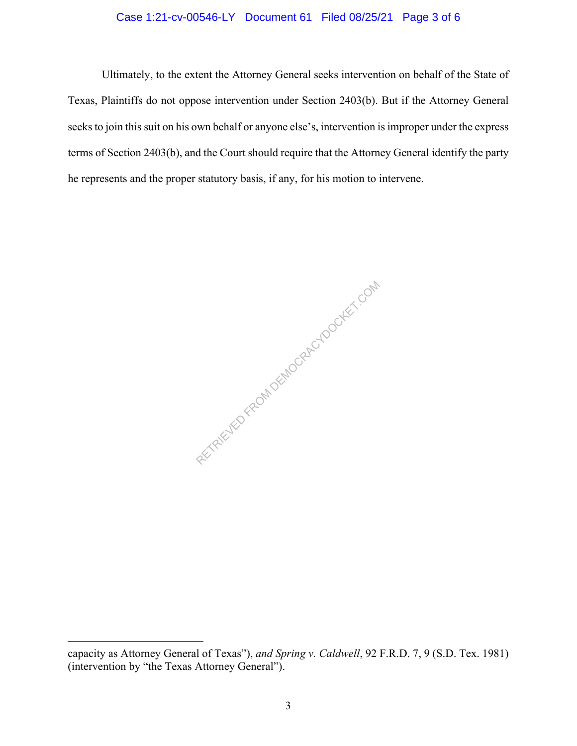Ultimately, to the extent the Attorney General seeks intervention on behalf of the State of Texas, Plaintiffs do not oppose intervention under Section 2403(b). But if the Attorney General seeks to join this suit on his own behalf or anyone else's, intervention is improper under the express terms of Section 2403(b), and the Court should require that the Attorney General identify the party he represents and the proper statutory basis, if any, for his motion to intervene.

---

capacity as Attorney General of Texas"), *and Spring v. Caldwell*, 92 F.R.D. 7, 9 (S.D. Tex. 1981) (intervention by "the Texas Attorney General").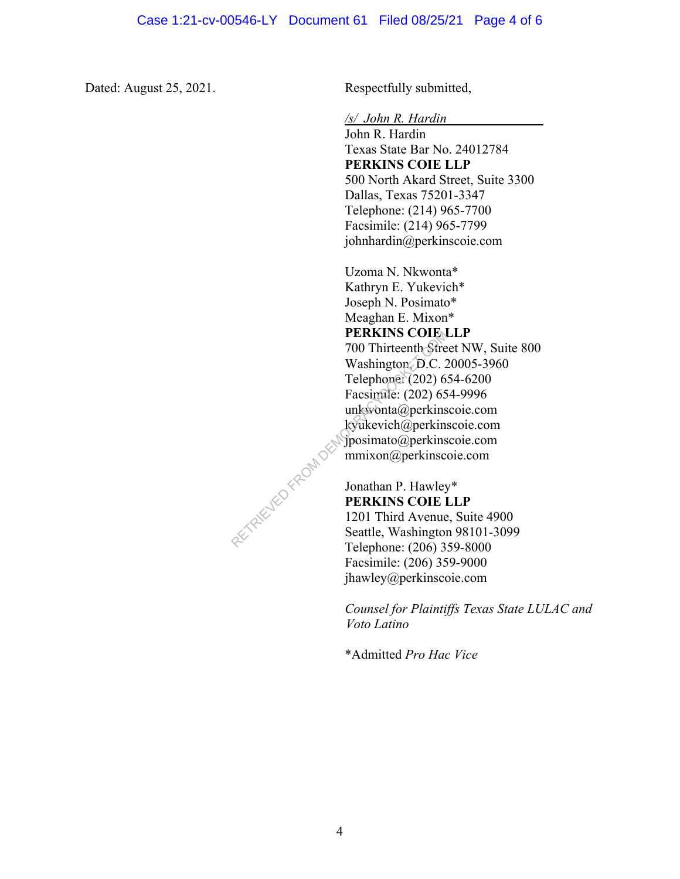Dated: August 25, 2021.

Respectfully submitted,

*/s/ John R. Hardin*
John R. Hardin
Texas State Bar No. 24012784
**PERKINS COIE LLP**
500 North Akard Street, Suite 3300
Dallas, Texas 75201-3347
Telephone: (214) 965-7700
Facsimile: (214) 965-7799
johnhardin@perkinscoie.com

Uzoma N. Nkwonta*
Kathryn E. Yukevich*
Joseph N. Posimato*
Meaghan E. Mixon*
**PERKINS COIE LLP**
700 Thirteenth Street NW, Suite 800
Washington, D.C. 20005-3960
Telephone: (202) 654-6200
Facsimile: (202) 654-9996
unkwonta@perkinscoie.com
kyukevich@perkinscoie.com
jposimato@perkinscoie.com
mmixon@perkinscoie.com

Jonathan P. Hawley*
**PERKINS COIE LLP**
1201 Third Avenue, Suite 4900
Seattle, Washington 98101-3099
Telephone: (206) 359-8000
Facsimile: (206) 359-9000
jhawley@perkinscoie.com

*Counsel for Plaintiffs Texas State LULAC and Voto Latino*

*Admitted *Pro Hac Vice*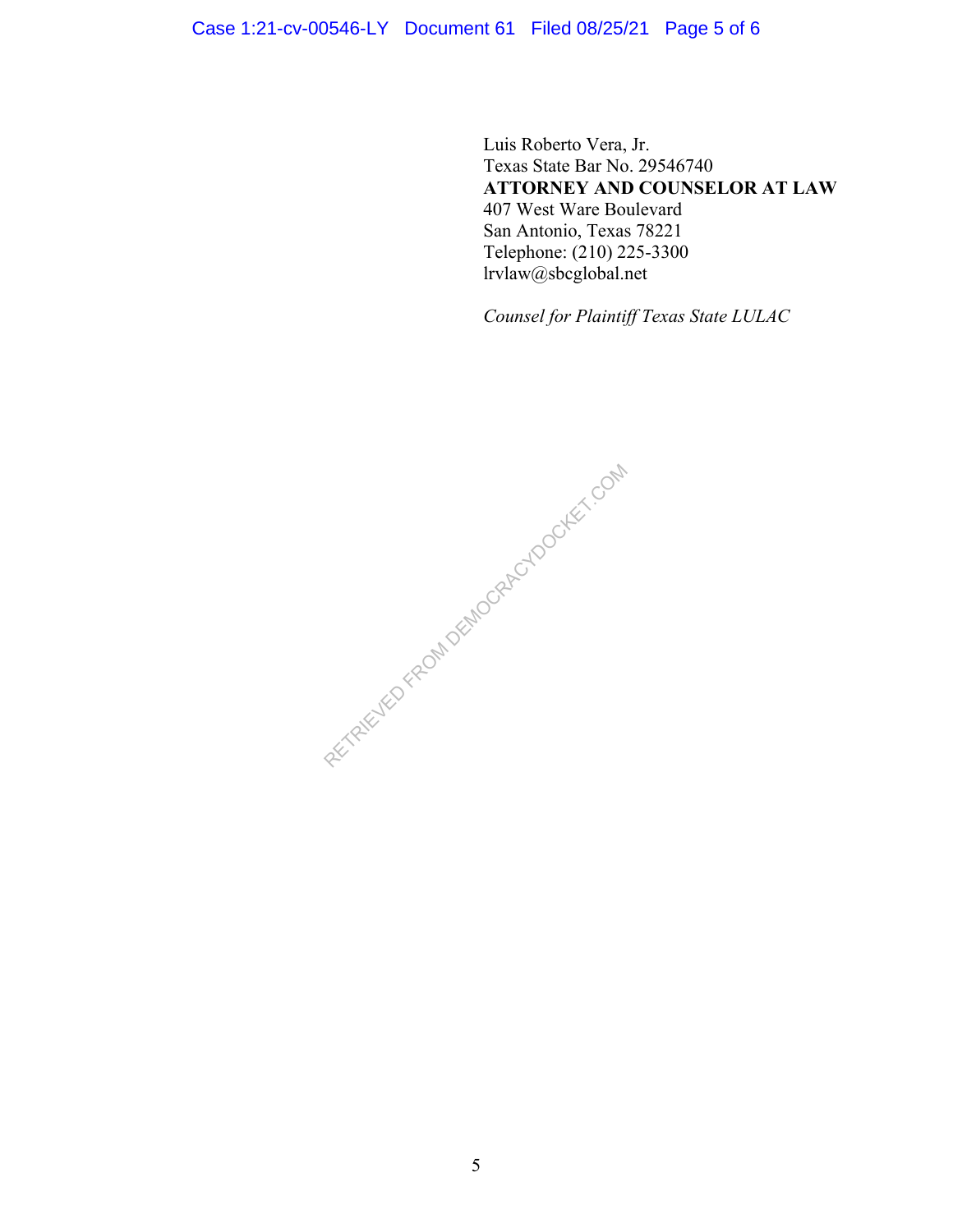Luis Roberto Vera, Jr.
Texas State Bar No. 29546740
**ATTORNEY AND COUNSELOR AT LAW**
407 West Ware Boulevard
San Antonio, Texas 78221
Telephone: (210) 225-3300
lrvlaw@sbcglobal.net

*Counsel for Plaintiff Texas State LULAC*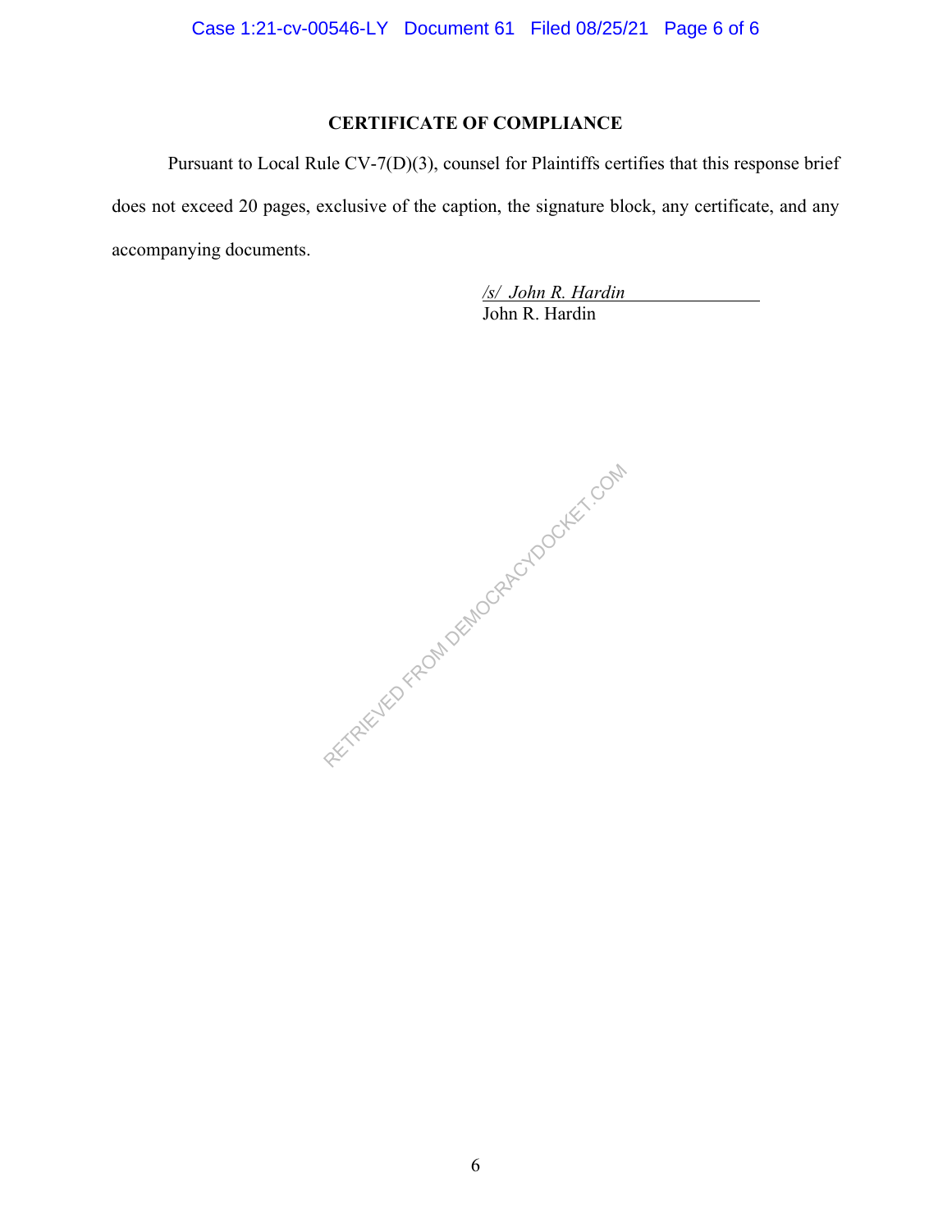## CERTIFICATE OF COMPLIANCE

Pursuant to Local Rule CV-7(D)(3), counsel for Plaintiffs certifies that this response brief does not exceed 20 pages, exclusive of the caption, the signature block, any certificate, and any accompanying documents.

*/s/ John R. Hardin*
John R. Hardin